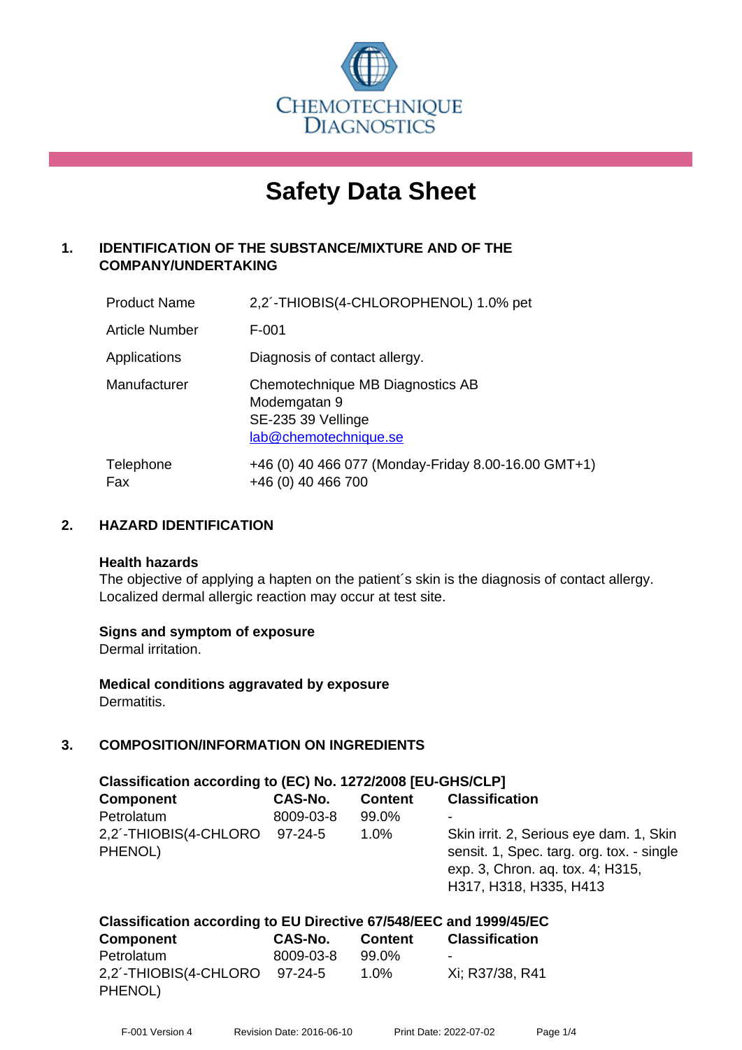CHEMOTECHNIQUE DIAGNOSTICS

# Safety Data Sheet

## 1. IDENTIFICATION OF THE SUBSTANCE/MIXTURE AND OF THE COMPANY/UNDERTAKING

| | |
|---|---|
| Product Name | 2,2´-THIOBIS(4-CHLOROPHENOL) 1.0% pet |
| Article Number | F-001 |
| Applications | Diagnosis of contact allergy. |
| Manufacturer | Chemotechnique MB Diagnostics AB<br>Modemgatan 9<br>SE-235 39 Vellinge<br>lab@chemotechnique.se |
| Telephone<br>Fax | +46 (0) 40 466 077 (Monday-Friday 8.00-16.00 GMT+1)<br>+46 (0) 40 466 700 |

## 2. HAZARD IDENTIFICATION

**Health hazards**
The objective of applying a hapten on the patient´s skin is the diagnosis of contact allergy. Localized dermal allergic reaction may occur at test site.

**Signs and symptom of exposure**
Dermal irritation.

**Medical conditions aggravated by exposure**
Dermatitis.

## 3. COMPOSITION/INFORMATION ON INGREDIENTS

**Classification according to (EC) No. 1272/2008 [EU-GHS/CLP]**

| Component | CAS-No. | Content | Classification |
|---|---|---|---|
| Petrolatum | 8009-03-8 | 99.0% | - |
| 2,2´-THIOBIS(4-CHLOROPHENOL) | 97-24-5 | 1.0% | Skin irrit. 2, Serious eye dam. 1, Skin sensit. 1, Spec. targ. org. tox. - single exp. 3, Chron. aq. tox. 4; H315, H317, H318, H335, H413 |

**Classification according to EU Directive 67/548/EEC and 1999/45/EC**

| Component | CAS-No. | Content | Classification |
|---|---|---|---|
| Petrolatum | 8009-03-8 | 99.0% | - |
| 2,2´-THIOBIS(4-CHLOROPHENOL) | 97-24-5 | 1.0% | Xi; R37/38, R41 |

F-001 Version 4 &nbsp;&nbsp; Revision Date: 2016-06-10 &nbsp;&nbsp; Print Date: 2022-07-02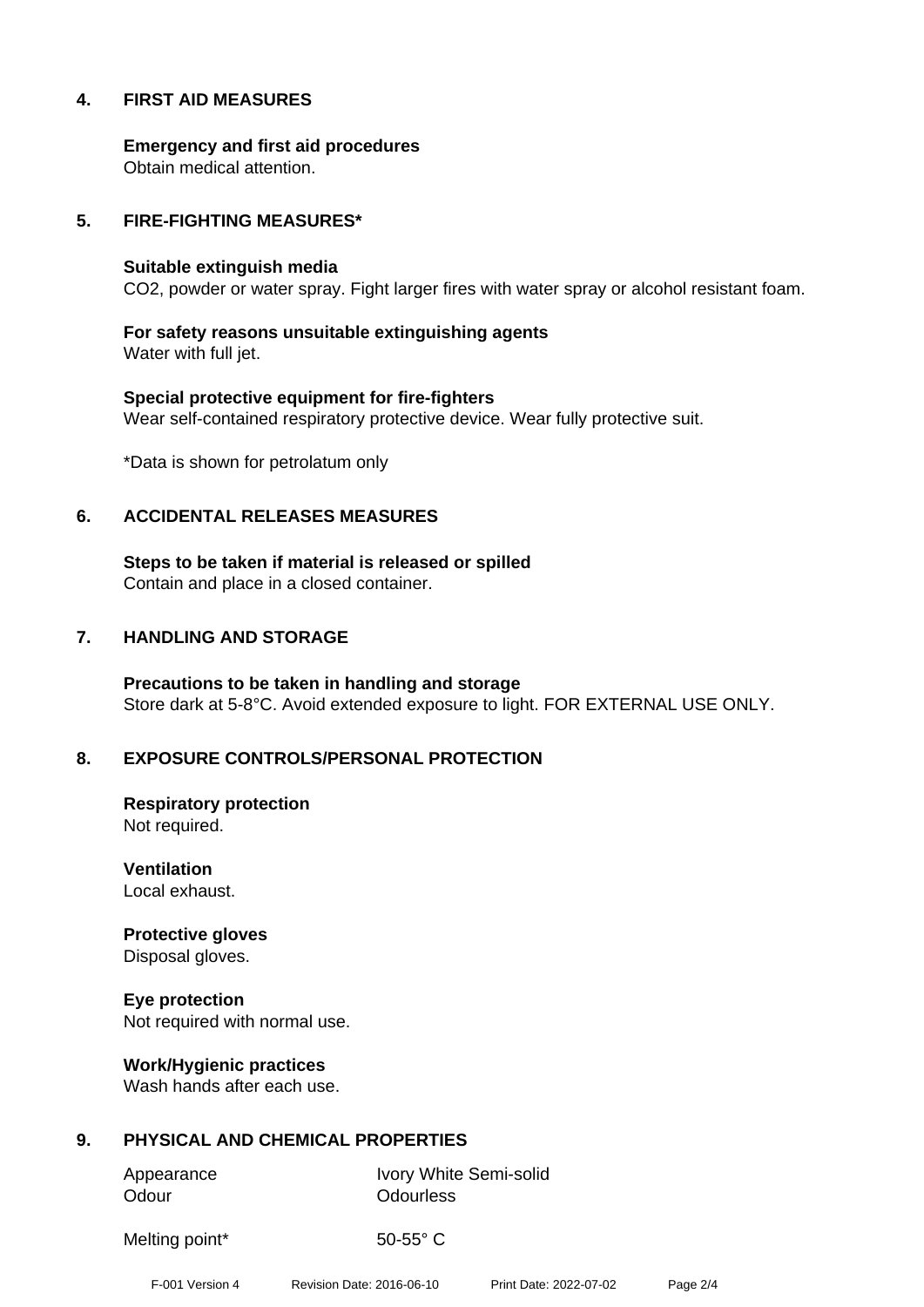## 4. FIRST AID MEASURES

**Emergency and first aid procedures**
Obtain medical attention.

## 5. FIRE-FIGHTING MEASURES*

**Suitable extinguish media**
$CO_2$, powder or water spray. Fight larger fires with water spray or alcohol resistant foam.

**For safety reasons unsuitable extinguishing agents**
Water with full jet.

**Special protective equipment for fire-fighters**
Wear self-contained respiratory protective device. Wear fully protective suit.

*Data is shown for petrolatum only

## 6. ACCIDENTAL RELEASES MEASURES

**Steps to be taken if material is released or spilled**
Contain and place in a closed container.

## 7. HANDLING AND STORAGE

**Precautions to be taken in handling and storage**
Store dark at 5-8°C. Avoid extended exposure to light. FOR EXTERNAL USE ONLY.

## 8. EXPOSURE CONTROLS/PERSONAL PROTECTION

**Respiratory protection**
Not required.

**Ventilation**
Local exhaust.

**Protective gloves**
Disposal gloves.

**Eye protection**
Not required with normal use.

**Work/Hygienic practices**
Wash hands after each use.

## 9. PHYSICAL AND CHEMICAL PROPERTIES

| | |
|---|---|
| Appearance | Ivory White Semi-solid |
| Odour | Odourless |
| Melting point* | 50-55° C |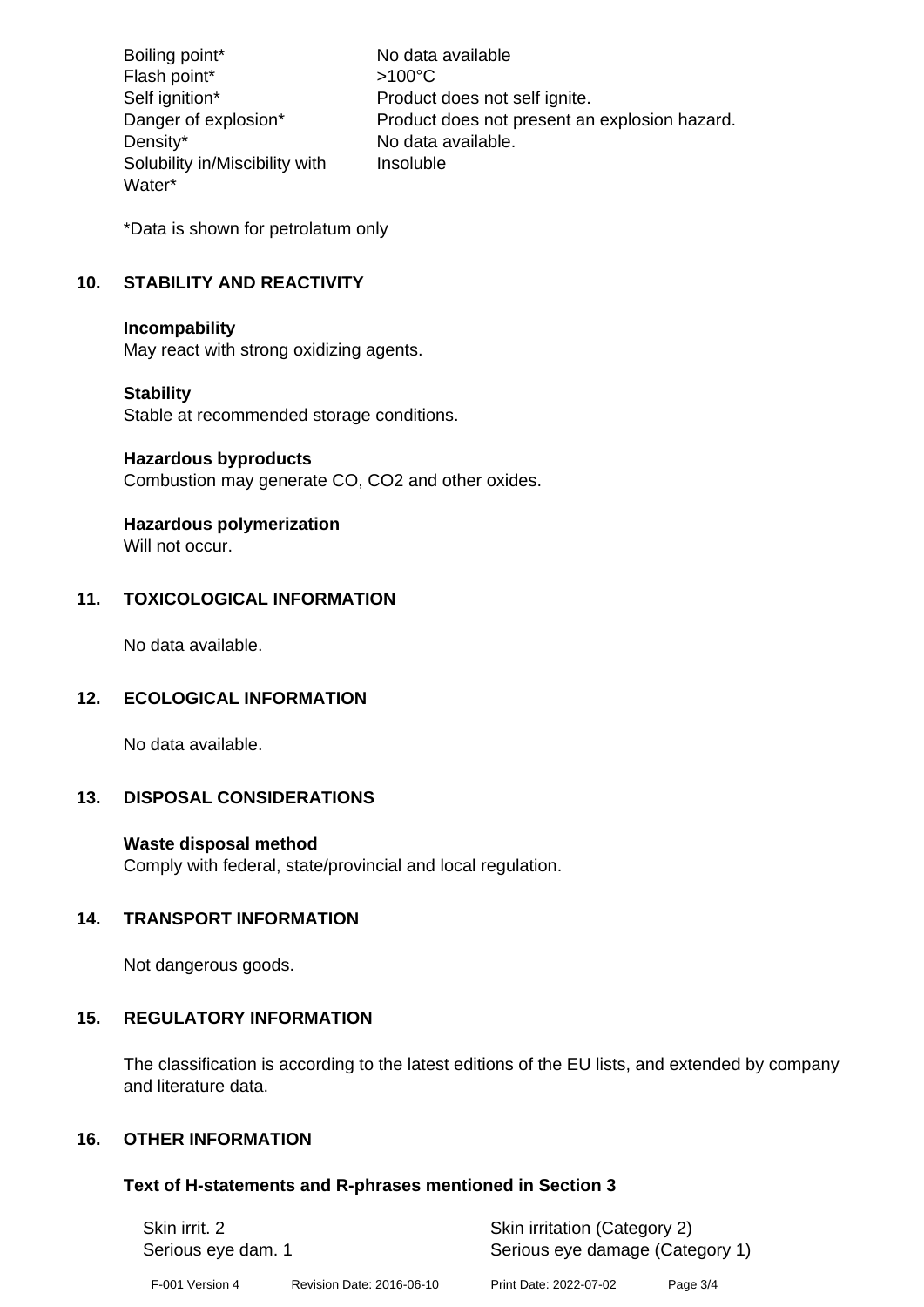| | |
|---|---|
| Boiling point* | No data available |
| Flash point* | >100°C |
| Self ignition* | Product does not self ignite. |
| Danger of explosion* | Product does not present an explosion hazard. |
| Density* | No data available. |
| Solubility in/Miscibility with Water* | Insoluble |

*Data is shown for petrolatum only

## 10. STABILITY AND REACTIVITY

**Incompatibility**
May react with strong oxidizing agents.

**Stability**
Stable at recommended storage conditions.

**Hazardous byproducts**
Combustion may generate CO, $CO_2$ and other oxides.

**Hazardous polymerization**
Will not occur.

## 11. TOXICOLOGICAL INFORMATION

No data available.

## 12. ECOLOGICAL INFORMATION

No data available.

## 13. DISPOSAL CONSIDERATIONS

**Waste disposal method**
Comply with federal, state/provincial and local regulation.

## 14. TRANSPORT INFORMATION

Not dangerous goods.

## 15. REGULATORY INFORMATION

The classification is according to the latest editions of the EU lists, and extended by company and literature data.

## 16. OTHER INFORMATION

### Text of H-statements and R-phrases mentioned in Section 3

| | |
|---|---|
| Skin irrit. 2 | Skin irritation (Category 2) |
| Serious eye dam. 1 | Serious eye damage (Category 1) |

F-001 Version 4 Revision Date: 2016-06-10 Print Date: 2022-07-02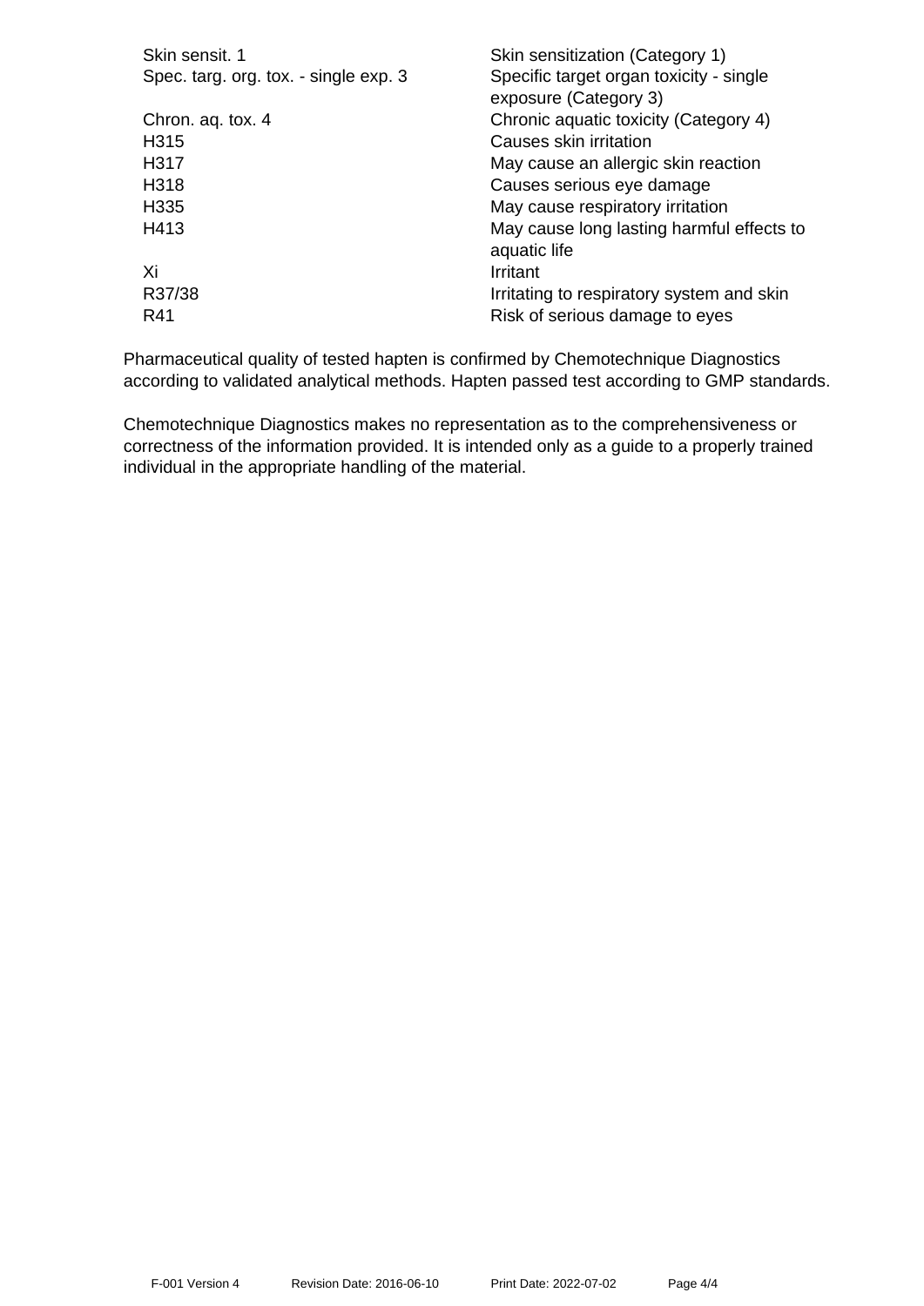| | |
|---|---|
| Skin sensit. 1 | Skin sensitization (Category 1) |
| Spec. targ. org. tox. - single exp. 3 | Specific target organ toxicity - single exposure (Category 3) |
| Chron. aq. tox. 4 | Chronic aquatic toxicity (Category 4) |
| H315 | Causes skin irritation |
| H317 | May cause an allergic skin reaction |
| H318 | Causes serious eye damage |
| H335 | May cause respiratory irritation |
| H413 | May cause long lasting harmful effects to aquatic life |
| Xi | Irritant |
| R37/38 | Irritating to respiratory system and skin |
| R41 | Risk of serious damage to eyes |

Pharmaceutical quality of tested hapten is confirmed by Chemotechnique Diagnostics according to validated analytical methods. Hapten passed test according to GMP standards.

Chemotechnique Diagnostics makes no representation as to the comprehensiveness or correctness of the information provided. It is intended only as a guide to a properly trained individual in the appropriate handling of the material.